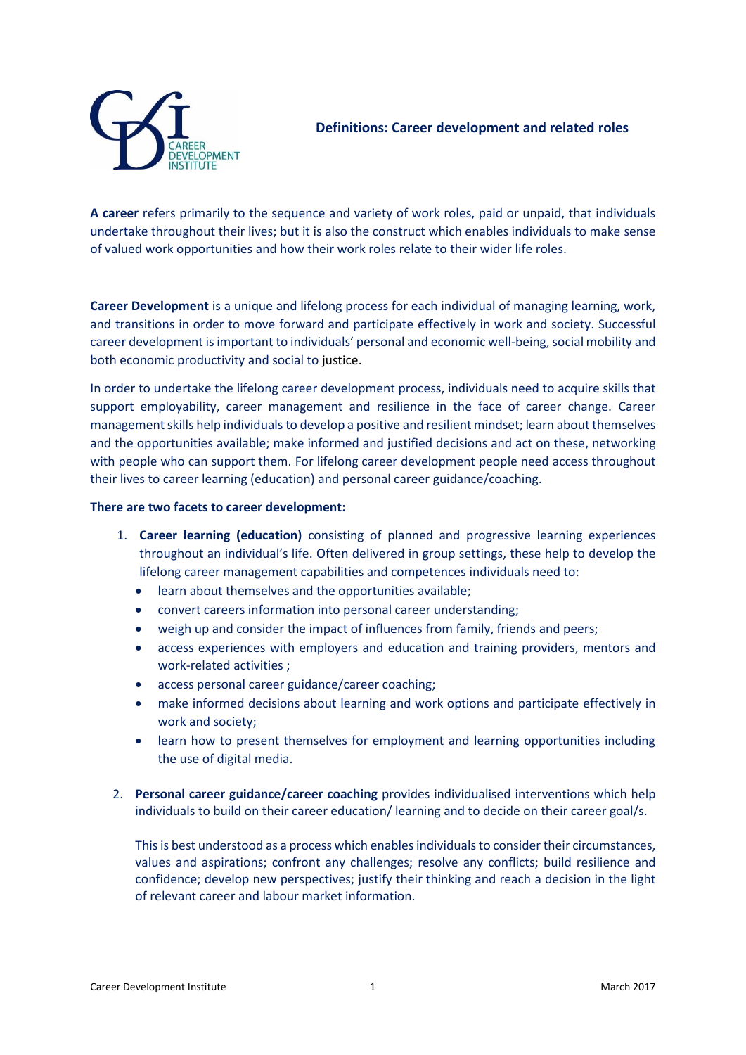CAREER DEVELOPMENT INSTITUTE

## Definitions: Career development and related roles

**A career** refers primarily to the sequence and variety of work roles, paid or unpaid, that individuals undertake throughout their lives; but it is also the construct which enables individuals to make sense of valued work opportunities and how their work roles relate to their wider life roles.

**Career Development** is a unique and lifelong process for each individual of managing learning, work, and transitions in order to move forward and participate effectively in work and society. Successful career development is important to individuals' personal and economic well-being, social mobility and both economic productivity and social to justice.

In order to undertake the lifelong career development process, individuals need to acquire skills that support employability, career management and resilience in the face of career change. Career management skills help individuals to develop a positive and resilient mindset; learn about themselves and the opportunities available; make informed and justified decisions and act on these, networking with people who can support them. For lifelong career development people need access throughout their lives to career learning (education) and personal career guidance/coaching.

**There are two facets to career development:**

1. **Career learning (education)** consisting of planned and progressive learning experiences throughout an individual's life. Often delivered in group settings, these help to develop the lifelong career management capabilities and competences individuals need to:
   - learn about themselves and the opportunities available;
   - convert careers information into personal career understanding;
   - weigh up and consider the impact of influences from family, friends and peers;
   - access experiences with employers and education and training providers, mentors and work-related activities ;
   - access personal career guidance/career coaching;
   - make informed decisions about learning and work options and participate effectively in work and society;
   - learn how to present themselves for employment and learning opportunities including the use of digital media.

2. **Personal career guidance/career coaching** provides individualised interventions which help individuals to build on their career education/ learning and to decide on their career goal/s.

   This is best understood as a process which enables individuals to consider their circumstances, values and aspirations; confront any challenges; resolve any conflicts; build resilience and confidence; develop new perspectives; justify their thinking and reach a decision in the light of relevant career and labour market information.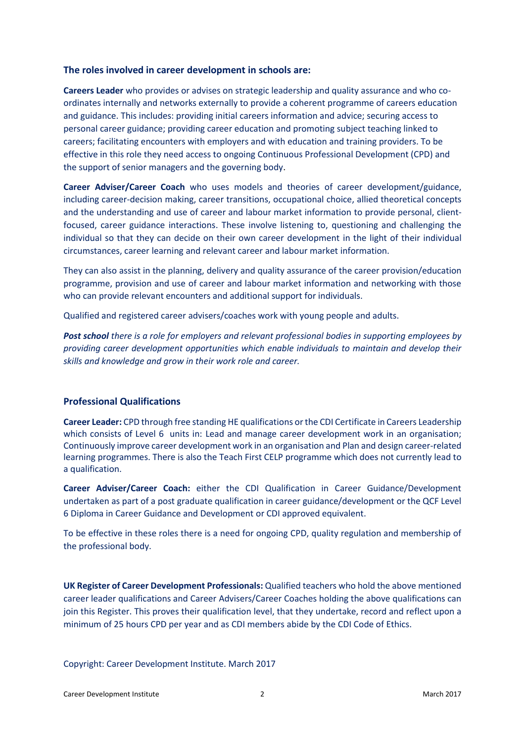### The roles involved in career development in schools are:

**Careers Leader** who provides or advises on strategic leadership and quality assurance and who co-ordinates internally and networks externally to provide a coherent programme of careers education and guidance. This includes: providing initial careers information and advice; securing access to personal career guidance; providing career education and promoting subject teaching linked to careers; facilitating encounters with employers and with education and training providers. To be effective in this role they need access to ongoing Continuous Professional Development (CPD) and the support of senior managers and the governing body.

**Career Adviser/Career Coach** who uses models and theories of career development/guidance, including career-decision making, career transitions, occupational choice, allied theoretical concepts and the understanding and use of career and labour market information to provide personal, client-focused, career guidance interactions. These involve listening to, questioning and challenging the individual so that they can decide on their own career development in the light of their individual circumstances, career learning and relevant career and labour market information.

They can also assist in the planning, delivery and quality assurance of the career provision/education programme, provision and use of career and labour market information and networking with those who can provide relevant encounters and additional support for individuals.

Qualified and registered career advisers/coaches work with young people and adults.

***Post school*** *there is a role for employers and relevant professional bodies in supporting employees by providing career development opportunities which enable individuals to maintain and develop their skills and knowledge and grow in their work role and career.*

### Professional Qualifications

**Career Leader:** CPD through free standing HE qualifications or the CDI Certificate in Careers Leadership which consists of Level 6 units in: Lead and manage career development work in an organisation; Continuously improve career development work in an organisation and Plan and design career-related learning programmes. There is also the Teach First CELP programme which does not currently lead to a qualification.

**Career Adviser/Career Coach:** either the CDI Qualification in Career Guidance/Development undertaken as part of a post graduate qualification in career guidance/development or the QCF Level 6 Diploma in Career Guidance and Development or CDI approved equivalent.

To be effective in these roles there is a need for ongoing CPD, quality regulation and membership of the professional body.

**UK Register of Career Development Professionals:** Qualified teachers who hold the above mentioned career leader qualifications and Career Advisers/Career Coaches holding the above qualifications can join this Register. This proves their qualification level, that they undertake, record and reflect upon a minimum of 25 hours CPD per year and as CDI members abide by the CDI Code of Ethics.

Copyright: Career Development Institute. March 2017